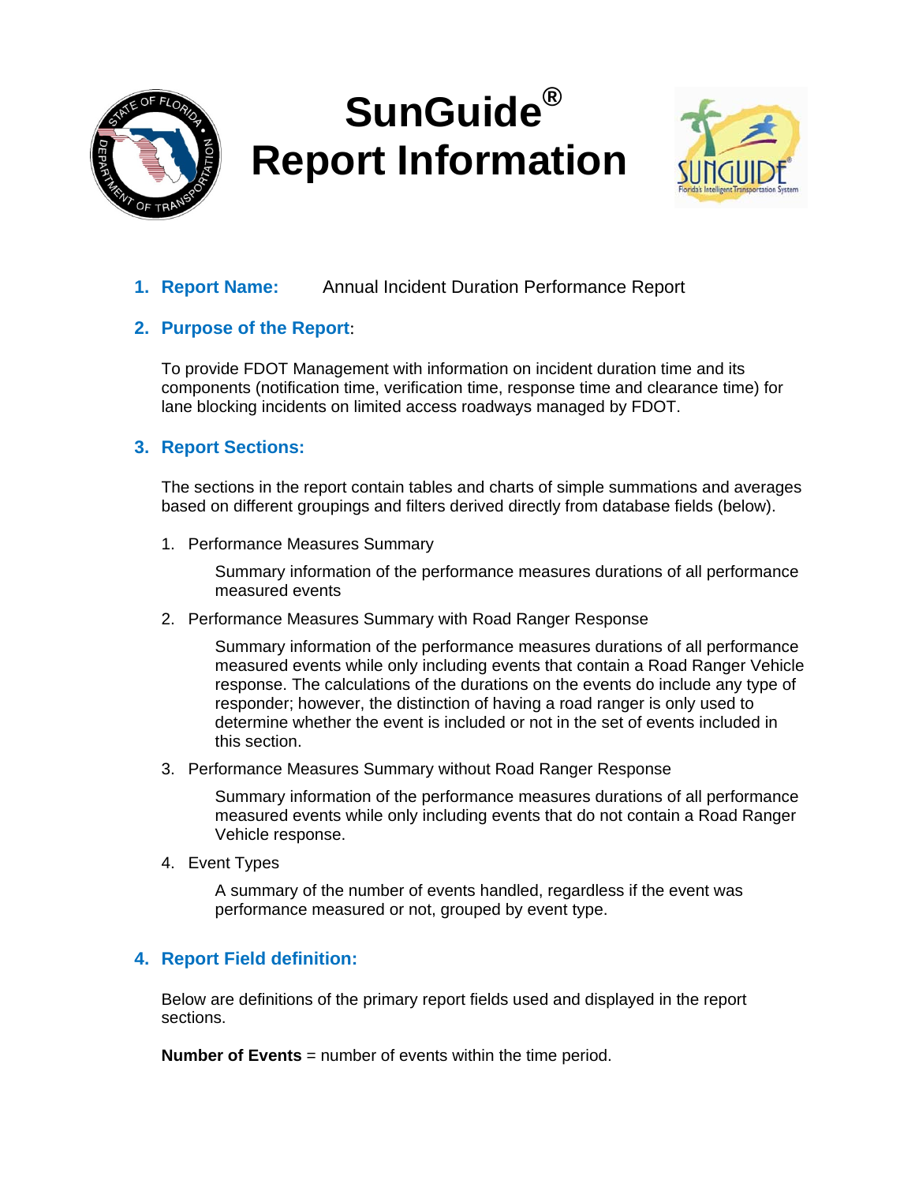# SunGuide® Report Information

## 1. Report Name: Annual Incident Duration Performance Report

## 2. Purpose of the Report:

To provide FDOT Management with information on incident duration time and its components (notification time, verification time, response time and clearance time) for lane blocking incidents on limited access roadways managed by FDOT.

## 3. Report Sections:

The sections in the report contain tables and charts of simple summations and averages based on different groupings and filters derived directly from database fields (below).

1. Performance Measures Summary

   Summary information of the performance measures durations of all performance measured events

2. Performance Measures Summary with Road Ranger Response

   Summary information of the performance measures durations of all performance measured events while only including events that contain a Road Ranger Vehicle response. The calculations of the durations on the events do include any type of responder; however, the distinction of having a road ranger is only used to determine whether the event is included or not in the set of events included in this section.

3. Performance Measures Summary without Road Ranger Response

   Summary information of the performance measures durations of all performance measured events while only including events that do not contain a Road Ranger Vehicle response.

4. Event Types

   A summary of the number of events handled, regardless if the event was performance measured or not, grouped by event type.

## 4. Report Field definition:

Below are definitions of the primary report fields used and displayed in the report sections.

**Number of Events** = number of events within the time period.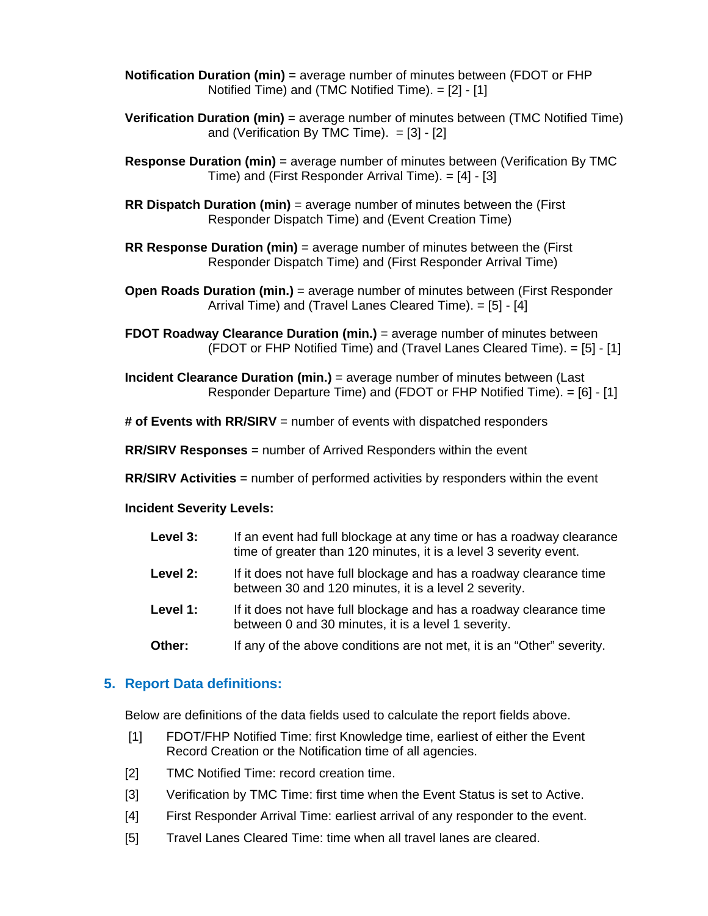**Notification Duration (min)** = average number of minutes between (FDOT or FHP Notified Time) and (TMC Notified Time). = [2] - [1]

**Verification Duration (min)** = average number of minutes between (TMC Notified Time) and (Verification By TMC Time). = [3] - [2]

**Response Duration (min)** = average number of minutes between (Verification By TMC Time) and (First Responder Arrival Time). = [4] - [3]

**RR Dispatch Duration (min)** = average number of minutes between the (First Responder Dispatch Time) and (Event Creation Time)

**RR Response Duration (min)** = average number of minutes between the (First Responder Dispatch Time) and (First Responder Arrival Time)

**Open Roads Duration (min.)** = average number of minutes between (First Responder Arrival Time) and (Travel Lanes Cleared Time). = [5] - [4]

**FDOT Roadway Clearance Duration (min.)** = average number of minutes between (FDOT or FHP Notified Time) and (Travel Lanes Cleared Time). = [5] - [1]

**Incident Clearance Duration (min.)** = average number of minutes between (Last Responder Departure Time) and (FDOT or FHP Notified Time). = [6] - [1]

**# of Events with RR/SIRV** = number of events with dispatched responders

**RR/SIRV Responses** = number of Arrived Responders within the event

**RR/SIRV Activities** = number of performed activities by responders within the event

**Incident Severity Levels:**

- **Level 3:** If an event had full blockage at any time or has a roadway clearance time of greater than 120 minutes, it is a level 3 severity event.
- **Level 2:** If it does not have full blockage and has a roadway clearance time between 30 and 120 minutes, it is a level 2 severity.
- **Level 1:** If it does not have full blockage and has a roadway clearance time between 0 and 30 minutes, it is a level 1 severity.
- **Other:** If any of the above conditions are not met, it is an "Other" severity.

## 5. Report Data definitions:

Below are definitions of the data fields used to calculate the report fields above.

[1] FDOT/FHP Notified Time: first Knowledge time, earliest of either the Event Record Creation or the Notification time of all agencies.

[2] TMC Notified Time: record creation time.

[3] Verification by TMC Time: first time when the Event Status is set to Active.

[4] First Responder Arrival Time: earliest arrival of any responder to the event.

[5] Travel Lanes Cleared Time: time when all travel lanes are cleared.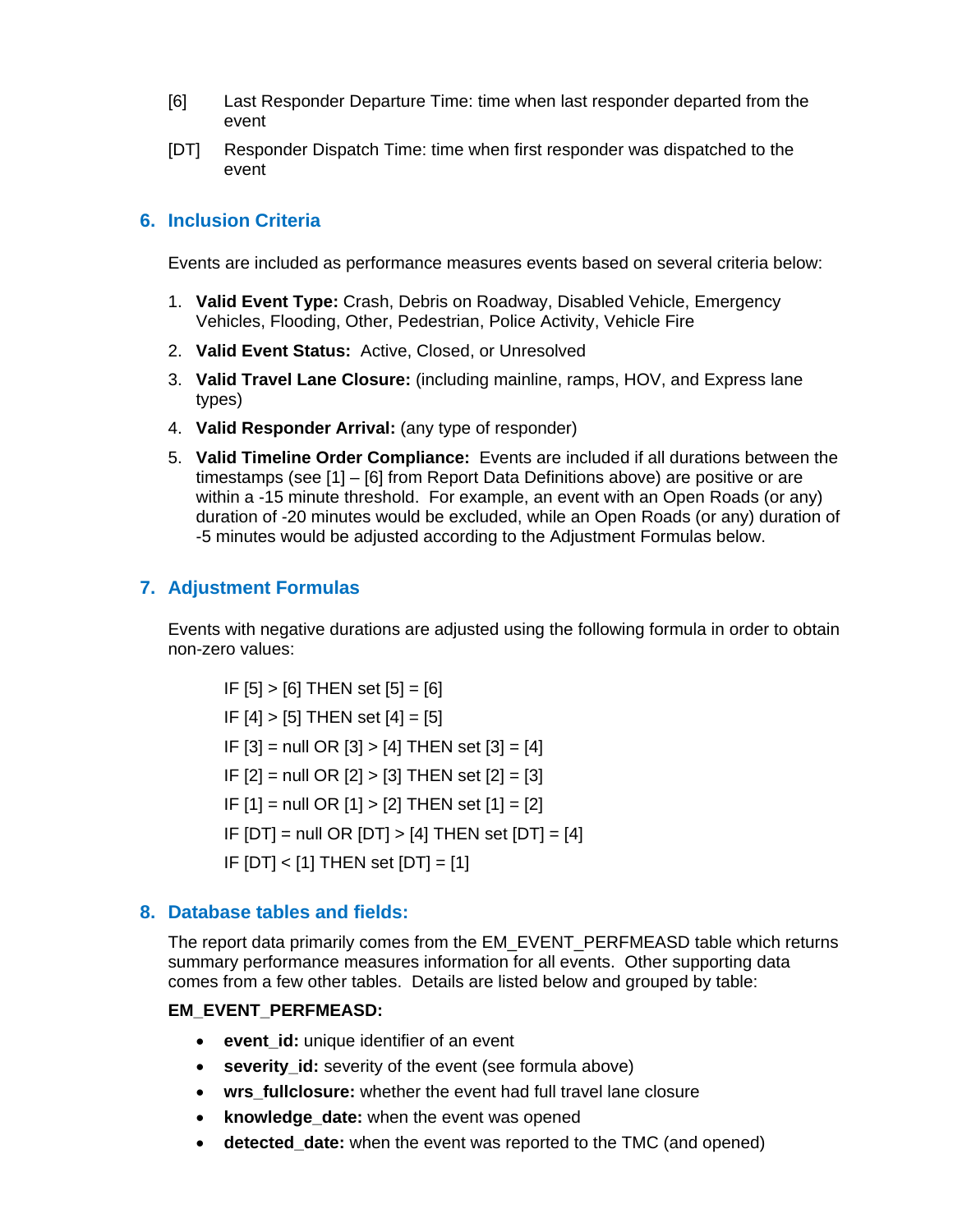[6] Last Responder Departure Time: time when last responder departed from the event

[DT] Responder Dispatch Time: time when first responder was dispatched to the event

## 6. Inclusion Criteria

Events are included as performance measures events based on several criteria below:

1. **Valid Event Type:** Crash, Debris on Roadway, Disabled Vehicle, Emergency Vehicles, Flooding, Other, Pedestrian, Police Activity, Vehicle Fire
2. **Valid Event Status:** Active, Closed, or Unresolved
3. **Valid Travel Lane Closure:** (including mainline, ramps, HOV, and Express lane types)
4. **Valid Responder Arrival:** (any type of responder)
5. **Valid Timeline Order Compliance:** Events are included if all durations between the timestamps (see [1] – [6] from Report Data Definitions above) are positive or are within a -15 minute threshold. For example, an event with an Open Roads (or any) duration of -20 minutes would be excluded, while an Open Roads (or any) duration of -5 minutes would be adjusted according to the Adjustment Formulas below.

## 7. Adjustment Formulas

Events with negative durations are adjusted using the following formula in order to obtain non-zero values:

IF [5] > [6] THEN set [5] = [6]

IF [4] > [5] THEN set [4] = [5]

IF [3] = null OR [3] > [4] THEN set [3] = [4]

IF [2] = null OR [2] > [3] THEN set [2] = [3]

IF [1] = null OR [1] > [2] THEN set [1] = [2]

IF [DT] = null OR [DT] > [4] THEN set [DT] = [4]

IF [DT] < [1] THEN set [DT] = [1]

## 8. Database tables and fields:

The report data primarily comes from the EM_EVENT_PERFMEASD table which returns summary performance measures information for all events. Other supporting data comes from a few other tables. Details are listed below and grouped by table:

**EM_EVENT_PERFMEASD:**

- **event_id:** unique identifier of an event
- **severity_id:** severity of the event (see formula above)
- **wrs_fullclosure:** whether the event had full travel lane closure
- **knowledge_date:** when the event was opened
- **detected_date:** when the event was reported to the TMC (and opened)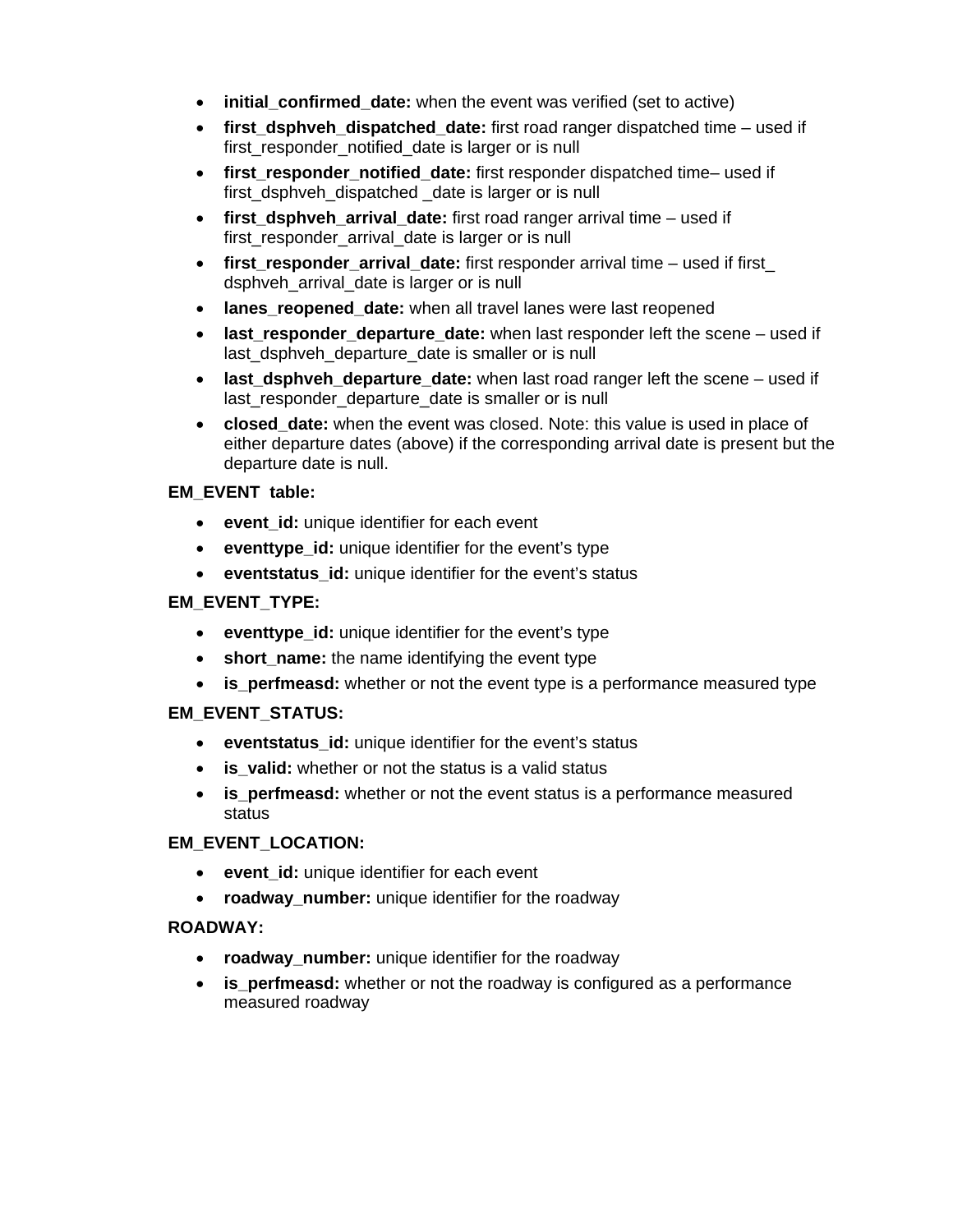- **initial_confirmed_date:** when the event was verified (set to active)
- **first_dsphveh_dispatched_date:** first road ranger dispatched time – used if first_responder_notified_date is larger or is null
- **first_responder_notified_date:** first responder dispatched time– used if first_dsphveh_dispatched _date is larger or is null
- **first_dsphveh_arrival_date:** first road ranger arrival time – used if first_responder_arrival_date is larger or is null
- **first_responder_arrival_date:** first responder arrival time – used if first_ dsphveh_arrival_date is larger or is null
- **lanes_reopened_date:** when all travel lanes were last reopened
- **last_responder_departure_date:** when last responder left the scene – used if last_dsphveh_departure_date is smaller or is null
- **last_dsphveh_departure_date:** when last road ranger left the scene – used if last_responder_departure_date is smaller or is null
- **closed_date:** when the event was closed. Note: this value is used in place of either departure dates (above) if the corresponding arrival date is present but the departure date is null.

**EM_EVENT table:**

- **event_id:** unique identifier for each event
- **eventtype_id:** unique identifier for the event's type
- **eventstatus_id:** unique identifier for the event's status

**EM_EVENT_TYPE:**

- **eventtype_id:** unique identifier for the event's type
- **short_name:** the name identifying the event type
- **is_perfmeasd:** whether or not the event type is a performance measured type

**EM_EVENT_STATUS:**

- **eventstatus_id:** unique identifier for the event's status
- **is_valid:** whether or not the status is a valid status
- **is_perfmeasd:** whether or not the event status is a performance measured status

**EM_EVENT_LOCATION:**

- **event_id:** unique identifier for each event
- **roadway_number:** unique identifier for the roadway

**ROADWAY:**

- **roadway_number:** unique identifier for the roadway
- **is_perfmeasd:** whether or not the roadway is configured as a performance measured roadway